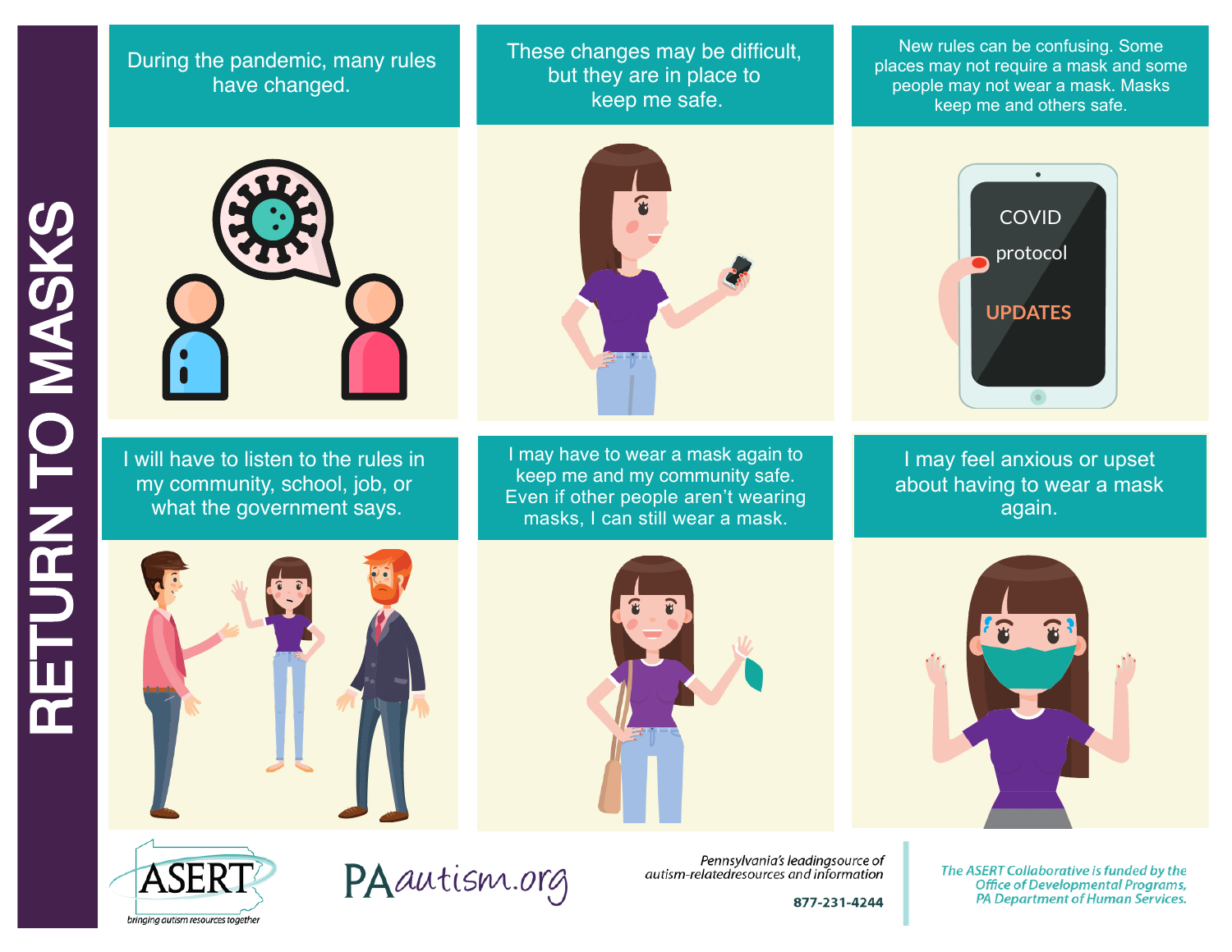# RETURN TO MASKS

During the pandemic, many rules have changed.

These changes may be difficult, but they are in place to keep me safe.

New rules can be confusing. Some places may not require a mask and some people may not wear a mask. Masks keep me and others safe.

COVID protocol UPDATES

I will have to listen to the rules in my community, school, job, or what the government says.

I may have to wear a mask again to keep me and my community safe. Even if other people aren't wearing masks, I can still wear a mask.

I may feel anxious or upset about having to wear a mask again.

ASERT
*bringing autism resources together*

PAautism.org

*Pennsylvania's leading source of autism-related resources and information*

877-231-4244

*The ASERT Collaborative is funded by the Office of Developmental Programs, PA Department of Human Services.*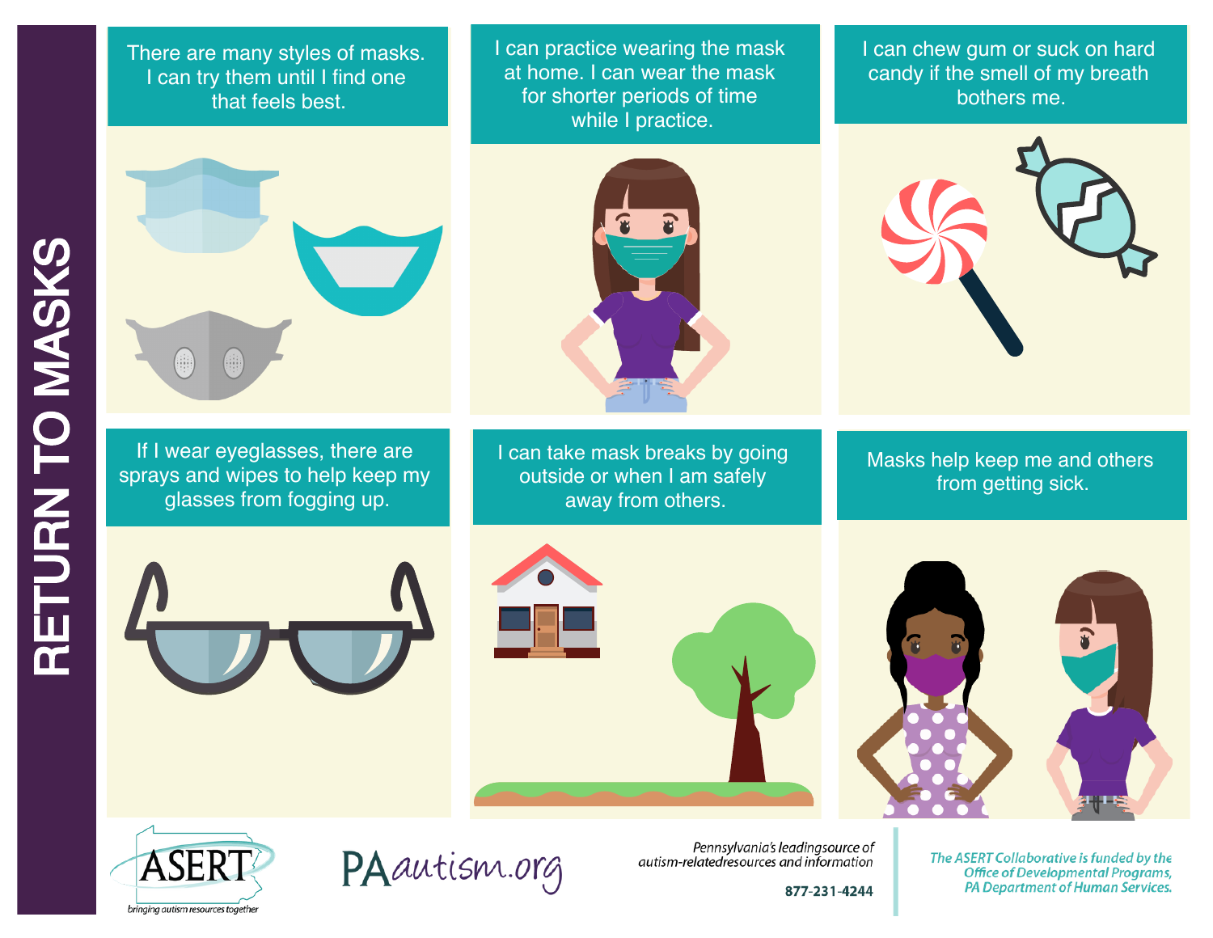# RETURN TO MASKS

There are many styles of masks. I can try them until I find one that feels best.

I can practice wearing the mask at home. I can wear the mask for shorter periods of time while I practice.

I can chew gum or suck on hard candy if the smell of my breath bothers me.

If I wear eyeglasses, there are sprays and wipes to help keep my glasses from fogging up.

I can take mask breaks by going outside or when I am safely away from others.

Masks help keep me and others from getting sick.

ASERT
bringing autism resources together

PAautism.org

*Pennsylvania's leading source of autism-related resources and information*

**877-231-4244**

*The ASERT Collaborative is funded by the Office of Developmental Programs, PA Department of Human Services.*